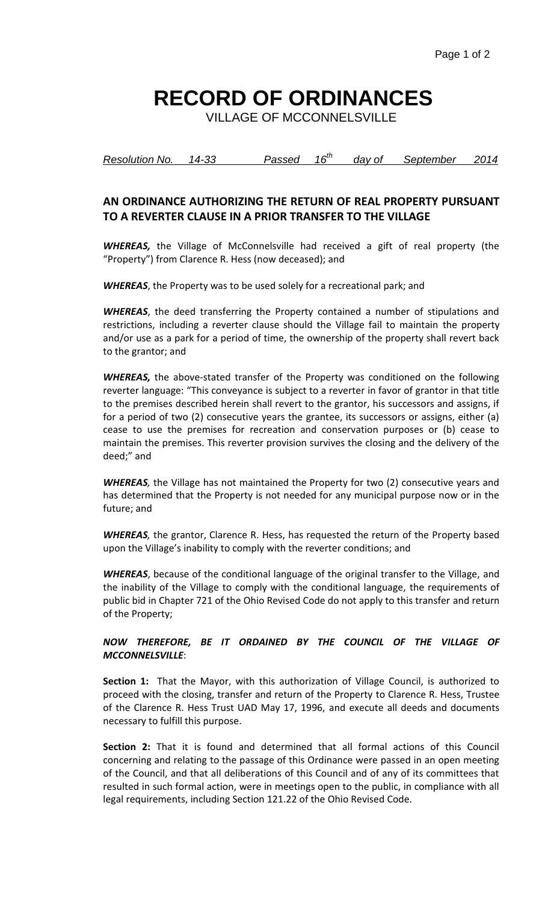# RECORD OF ORDINANCES

VILLAGE OF MCCONNELSVILLE

*Resolution No. 14-33 Passed 16th day of September 2014*

## AN ORDINANCE AUTHORIZING THE RETURN OF REAL PROPERTY PURSUANT TO A REVERTER CLAUSE IN A PRIOR TRANSFER TO THE VILLAGE

***WHEREAS,*** the Village of McConnelsville had received a gift of real property (the "Property") from Clarence R. Hess (now deceased); and

***WHEREAS***, the Property was to be used solely for a recreational park; and

***WHEREAS***, the deed transferring the Property contained a number of stipulations and restrictions, including a reverter clause should the Village fail to maintain the property and/or use as a park for a period of time, the ownership of the property shall revert back to the grantor; and

***WHEREAS,*** the above-stated transfer of the Property was conditioned on the following reverter language: "This conveyance is subject to a reverter in favor of grantor in that title to the premises described herein shall revert to the grantor, his successors and assigns, if for a period of two (2) consecutive years the grantee, its successors or assigns, either (a) cease to use the premises for recreation and conservation purposes or (b) cease to maintain the premises. This reverter provision survives the closing and the delivery of the deed;" and

***WHEREAS,*** the Village has not maintained the Property for two (2) consecutive years and has determined that the Property is not needed for any municipal purpose now or in the future; and

***WHEREAS,*** the grantor, Clarence R. Hess, has requested the return of the Property based upon the Village's inability to comply with the reverter conditions; and

***WHEREAS***, because of the conditional language of the original transfer to the Village, and the inability of the Village to comply with the conditional language, the requirements of public bid in Chapter 721 of the Ohio Revised Code do not apply to this transfer and return of the Property;

***NOW THEREFORE, BE IT ORDAINED BY THE COUNCIL OF THE VILLAGE OF MCCONNELSVILLE***:

**Section 1:** That the Mayor, with this authorization of Village Council, is authorized to proceed with the closing, transfer and return of the Property to Clarence R. Hess, Trustee of the Clarence R. Hess Trust UAD May 17, 1996, and execute all deeds and documents necessary to fulfill this purpose.

**Section 2:** That it is found and determined that all formal actions of this Council concerning and relating to the passage of this Ordinance were passed in an open meeting of the Council, and that all deliberations of this Council and of any of its committees that resulted in such formal action, were in meetings open to the public, in compliance with all legal requirements, including Section 121.22 of the Ohio Revised Code.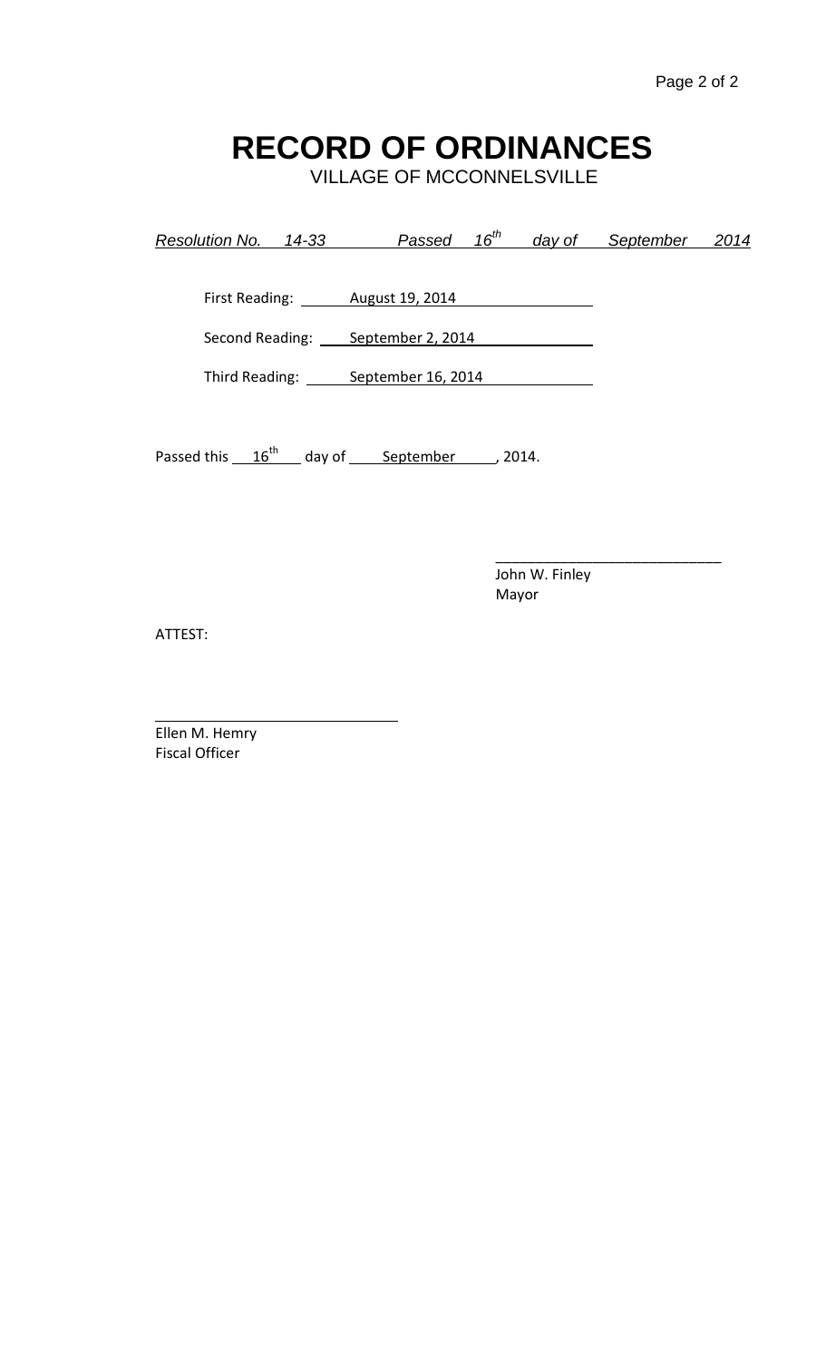# RECORD OF ORDINANCES

VILLAGE OF MCCONNELSVILLE

*Resolution No. 14-33 Passed 16th day of September 2014*

First Reading: August 19, 2014

Second Reading: September 2, 2014

Third Reading: September 16, 2014

Passed this 16th day of September, 2014.

\_\_\_\_\_\_\_\_\_\_\_\_\_\_\_\_\_\_\_\_\_\_\_\_\_\_\_\_

John W. Finley
Mayor

ATTEST:

\_\_\_\_\_\_\_\_\_\_\_\_\_\_\_\_\_\_\_\_\_\_\_\_\_\_\_\_

Ellen M. Hemry
Fiscal Officer